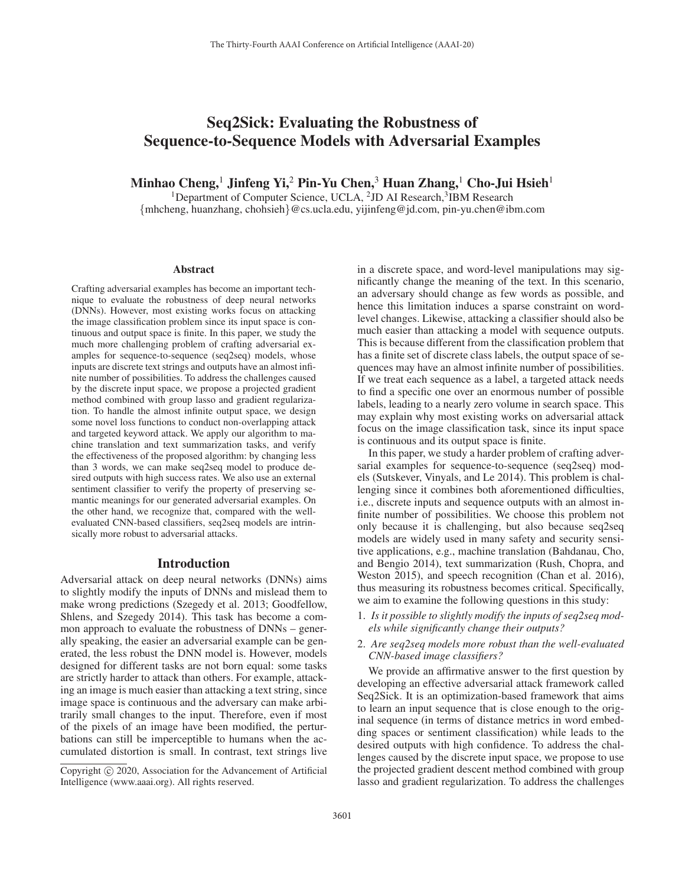# Seq2Sick: Evaluating the Robustness of Sequence-to-Sequence Models with Adversarial Examples

**Minhao Cheng,[1] Jinfeng Yi,[2] Pin-Yu Chen,[3] Huan Zhang,[1] Cho-Jui Hsieh[1]**

[1]Department of Computer Science, UCLA, [2]JD AI Research,[3]IBM Research

{mhcheng, huanzhang, chohsieh}@cs.ucla.edu, yijinfeng@jd.com, pin-yu.chen@ibm.com

## Abstract

Crafting adversarial examples has become an important technique to evaluate the robustness of deep neural networks (DNNs). However, most existing works focus on attacking the image classification problem since its input space is continuous and output space is finite. In this paper, we study the much more challenging problem of crafting adversarial examples for sequence-to-sequence (seq2seq) models, whose inputs are discrete text strings and outputs have an almost infinite number of possibilities. To address the challenges caused by the discrete input space, we propose a projected gradient method combined with group lasso and gradient regularization. To handle the almost infinite output space, we design some novel loss functions to conduct non-overlapping attack and targeted keyword attack. We apply our algorithm to machine translation and text summarization tasks, and verify the effectiveness of the proposed algorithm: by changing less than 3 words, we can make seq2seq model to produce desired outputs with high success rates. We also use an external sentiment classifier to verify the property of preserving semantic meanings for our generated adversarial examples. On the other hand, we recognize that, compared with the well-evaluated CNN-based classifiers, seq2seq models are intrinsically more robust to adversarial attacks.

## Introduction

Adversarial attack on deep neural networks (DNNs) aims to slightly modify the inputs of DNNs and mislead them to make wrong predictions (Szegedy et al. 2013; Goodfellow, Shlens, and Szegedy 2014). This task has become a common approach to evaluate the robustness of DNNs – generally speaking, the easier an adversarial example can be generated, the less robust the DNN model is. However, models designed for different tasks are not born equal: some tasks are strictly harder to attack than others. For example, attacking an image is much easier than attacking a text string, since image space is continuous and the adversary can make arbitrarily small changes to the input. Therefore, even if most of the pixels of an image have been modified, the perturbations can still be imperceptible to humans when the accumulated distortion is small. In contrast, text strings live in a discrete space, and word-level manipulations may significantly change the meaning of the text. In this scenario, an adversary should change as few words as possible, and hence this limitation induces a sparse constraint on word-level changes. Likewise, attacking a classifier should also be much easier than attacking a model with sequence outputs. This is because different from the classification problem that has a finite set of discrete class labels, the output space of sequences may have an almost infinite number of possibilities. If we treat each sequence as a label, a targeted attack needs to find a specific one over an enormous number of possible labels, leading to a nearly zero volume in search space. This may explain why most existing works on adversarial attack focus on the image classification task, since its input space is continuous and its output space is finite.

In this paper, we study a harder problem of crafting adversarial examples for sequence-to-sequence (seq2seq) models (Sutskever, Vinyals, and Le 2014). This problem is challenging since it combines both aforementioned difficulties, i.e., discrete inputs and sequence outputs with an almost infinite number of possibilities. We choose this problem not only because it is challenging, but also because seq2seq models are widely used in many safety and security sensitive applications, e.g., machine translation (Bahdanau, Cho, and Bengio 2014), text summarization (Rush, Chopra, and Weston 2015), and speech recognition (Chan et al. 2016), thus measuring its robustness becomes critical. Specifically, we aim to examine the following questions in this study:

1. *Is it possible to slightly modify the inputs of seq2seq models while significantly change their outputs?*
2. *Are seq2seq models more robust than the well-evaluated CNN-based image classifiers?*

We provide an affirmative answer to the first question by developing an effective adversarial attack framework called Seq2Sick. It is an optimization-based framework that aims to learn an input sequence that is close enough to the original sequence (in terms of distance metrics in word embedding spaces or sentiment classification) while leads to the desired outputs with high confidence. To address the challenges caused by the discrete input space, we propose to use the projected gradient descent method combined with group lasso and gradient regularization. To address the challenges

Copyright © 2020, Association for the Advancement of Artificial Intelligence (www.aaai.org). All rights reserved.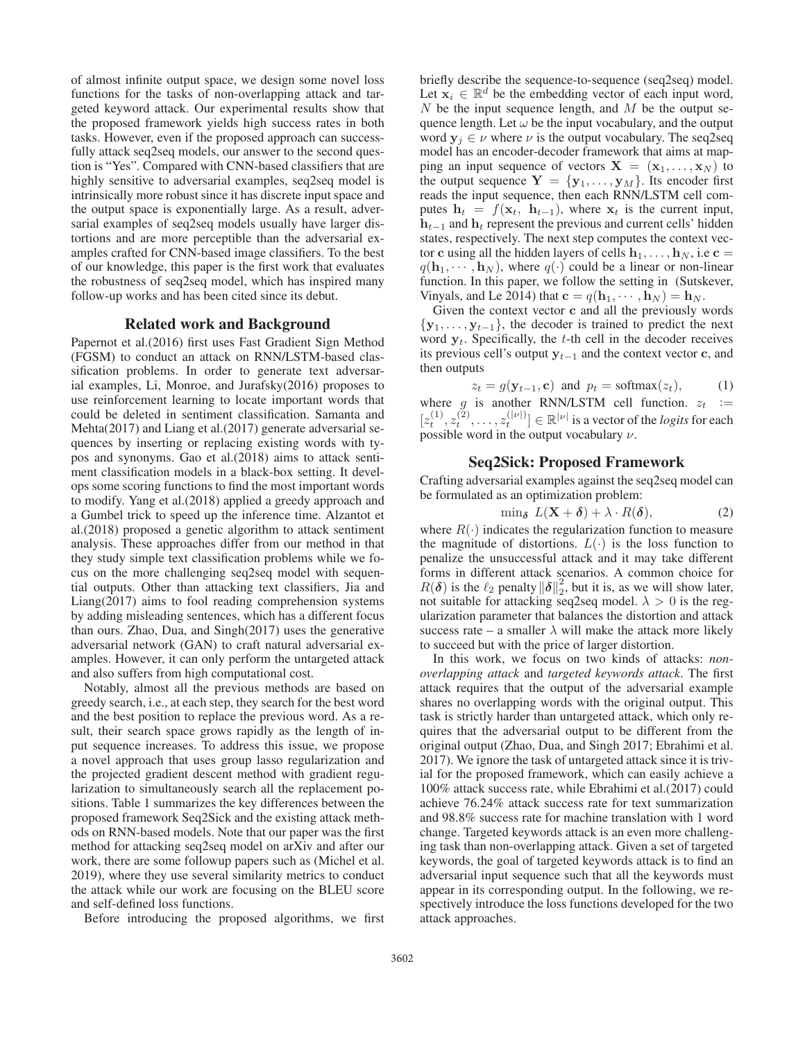of almost infinite output space, we design some novel loss functions for the tasks of non-overlapping attack and targeted keyword attack. Our experimental results show that the proposed framework yields high success rates in both tasks. However, even if the proposed approach can successfully attack seq2seq models, our answer to the second question is "Yes". Compared with CNN-based classifiers that are highly sensitive to adversarial examples, seq2seq model is intrinsically more robust since it has discrete input space and the output space is exponentially large. As a result, adversarial examples of seq2seq models usually have larger distortions and are more perceptible than the adversarial examples crafted for CNN-based image classifiers. To the best of our knowledge, this paper is the first work that evaluates the robustness of seq2seq model, which has inspired many follow-up works and has been cited since its debut.

## Related work and Background

Papernot et al.(2016) first uses Fast Gradient Sign Method (FGSM) to conduct an attack on RNN/LSTM-based classification problems. In order to generate text adversarial examples, Li, Monroe, and Jurafsky(2016) proposes to use reinforcement learning to locate important words that could be deleted in sentiment classification. Samanta and Mehta(2017) and Liang et al.(2017) generate adversarial sequences by inserting or replacing existing words with typos and synonyms. Gao et al.(2018) aims to attack sentiment classification models in a black-box setting. It develops some scoring functions to find the most important words to modify. Yang et al.(2018) applied a greedy approach and a Gumbel trick to speed up the inference time. Alzantot et al.(2018) proposed a genetic algorithm to attack sentiment analysis. These approaches differ from our method in that they study simple text classification problems while we focus on the more challenging seq2seq model with sequential outputs. Other than attacking text classifiers, Jia and Liang(2017) aims to fool reading comprehension systems by adding misleading sentences, which has a different focus than ours. Zhao, Dua, and Singh(2017) uses the generative adversarial network (GAN) to craft natural adversarial examples. However, it can only perform the untargeted attack and also suffers from high computational cost.

Notably, almost all the previous methods are based on greedy search, i.e., at each step, they search for the best word and the best position to replace the previous word. As a result, their search space grows rapidly as the length of input sequence increases. To address this issue, we propose a novel approach that uses group lasso regularization and the projected gradient descent method with gradient regularization to simultaneously search all the replacement positions. Table 1 summarizes the key differences between the proposed framework Seq2Sick and the existing attack methods on RNN-based models. Note that our paper was the first method for attacking seq2seq model on arXiv and after our work, there are some followup papers such as (Michel et al. 2019), where they use several similarity metrics to conduct the attack while our work are focusing on the BLEU score and self-defined loss functions.

Before introducing the proposed algorithms, we first briefly describe the sequence-to-sequence (seq2seq) model. Let $\mathbf{x}_i \in \mathbb{R}^d$ be the embedding vector of each input word, $N$ be the input sequence length, and $M$ be the output sequence length. Let $\omega$ be the input vocabulary, and the output word $\mathbf{y}_j \in \nu$ where $\nu$ is the output vocabulary. The seq2seq model has an encoder-decoder framework that aims at mapping an input sequence of vectors $\mathbf{X} = (\mathbf{x}_1, \ldots, \mathbf{x}_N)$ to the output sequence $\mathbf{Y} = \{\mathbf{y}_1, \ldots, \mathbf{y}_M\}$. Its encoder first reads the input sequence, then each RNN/LSTM cell computes $\mathbf{h}_t = f(\mathbf{x}_t, \mathbf{h}_{t-1})$, where $\mathbf{x}_t$ is the current input, $\mathbf{h}_{t-1}$ and $\mathbf{h}_t$ represent the previous and current cells' hidden states, respectively. The next step computes the context vector $\mathbf{c}$ using all the hidden layers of cells $\mathbf{h}_1, \ldots, \mathbf{h}_N$, i.e $\mathbf{c} = q(\mathbf{h}_1, \cdots, \mathbf{h}_N)$, where $q(\cdot)$ could be a linear or non-linear function. In this paper, we follow the setting in (Sutskever, Vinyals, and Le 2014) that $\mathbf{c} = q(\mathbf{h}_1, \cdots, \mathbf{h}_N) = \mathbf{h}_N$.

Given the context vector $\mathbf{c}$ and all the previously words $\{\mathbf{y}_1, \ldots, \mathbf{y}_{t-1}\}$, the decoder is trained to predict the next word $\mathbf{y}_t$. Specifically, the $t$-th cell in the decoder receives its previous cell's output $\mathbf{y}_{t-1}$ and the context vector $\mathbf{c}$, and then outputs

$$z_t = g(\mathbf{y}_{t-1}, \mathbf{c}) \text{ and } p_t = \text{softmax}(z_t), \tag{1}$$

where $g$ is another RNN/LSTM cell function. $z_t := [z_t^{(1)}, z_t^{(2)}, \ldots, z_t^{(|\nu|)}] \in \mathbb{R}^{|\nu|}$ is a vector of the *logits* for each possible word in the output vocabulary $\nu$.

## Seq2Sick: Proposed Framework

Crafting adversarial examples against the seq2seq model can be formulated as an optimization problem:

$$\min_{\boldsymbol{\delta}} \ L(\mathbf{X} + \boldsymbol{\delta}) + \lambda \cdot R(\boldsymbol{\delta}), \tag{2}$$

where $R(\cdot)$ indicates the regularization function to measure the magnitude of distortions. $L(\cdot)$ is the loss function to penalize the unsuccessful attack and it may take different forms in different attack scenarios. A common choice for $R(\boldsymbol{\delta})$ is the $\ell_2$ penalty $\|\boldsymbol{\delta}\|_2^2$, but it is, as we will show later, not suitable for attacking seq2seq model. $\lambda > 0$ is the regularization parameter that balances the distortion and attack success rate – a smaller $\lambda$ will make the attack more likely to succeed but with the price of larger distortion.

In this work, we focus on two kinds of attacks: *non-overlapping attack* and *targeted keywords attack*. The first attack requires that the output of the adversarial example shares no overlapping words with the original output. This task is strictly harder than untargeted attack, which only requires that the adversarial output to be different from the original output (Zhao, Dua, and Singh 2017; Ebrahimi et al. 2017). We ignore the task of untargeted attack since it is trivial for the proposed framework, which can easily achieve a 100% attack success rate, while Ebrahimi et al.(2017) could achieve 76.24% attack success rate for text summarization and 98.8% success rate for machine translation with 1 word change. Targeted keywords attack is an even more challenging task than non-overlapping attack. Given a set of targeted keywords, the goal of targeted keywords attack is to find an adversarial input sequence such that all the keywords must appear in its corresponding output. In the following, we respectively introduce the loss functions developed for the two attack approaches.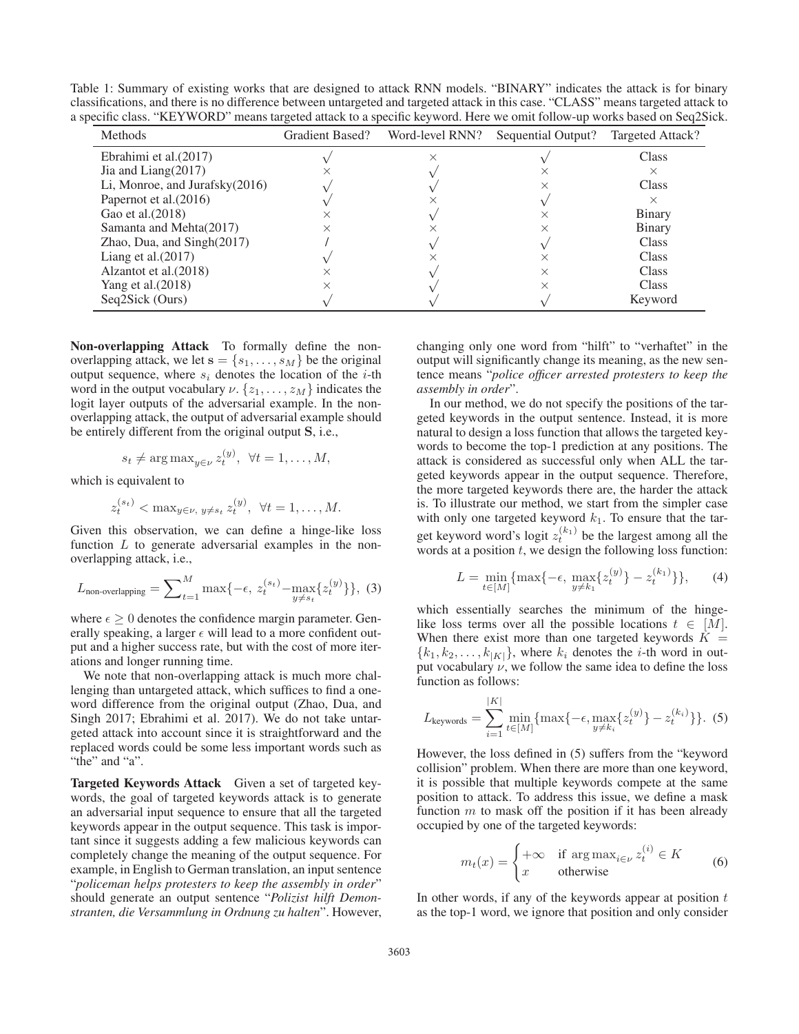Table 1: Summary of existing works that are designed to attack RNN models. "BINARY" indicates the attack is for binary classifications, and there is no difference between untargeted and targeted attack in this case. "CLASS" means targeted attack to a specific class. "KEYWORD" means targeted attack to a specific keyword. Here we omit follow-up works based on Seq2Sick.

| Methods | Gradient Based? | Word-level RNN? | Sequential Output? | Targeted Attack? |
|---|---|---|---|---|
| Ebrahimi et al.(2017) | √ | × | √ | Class |
| Jia and Liang(2017) | × | √ | × | × |
| Li, Monroe, and Jurafsky(2016) | √ | √ | × | Class |
| Papernot et al.(2016) | √ | × | √ | × |
| Gao et al.(2018) | × | √ | × | Binary |
| Samanta and Mehta(2017) | × | × | × | Binary |
| Zhao, Dua, and Singh(2017) | / | √ | √ | Class |
| Liang et al.(2017) | √ | × | × | Class |
| Alzantot et al.(2018) | × | √ | × | Class |
| Yang et al.(2018) | × | √ | × | Class |
| Seq2Sick (Ours) | √ | √ | √ | Keyword |

**Non-overlapping Attack** To formally define the non-overlapping attack, we let $\mathbf{s} = \{s_1, \dots, s_M\}$ be the original output sequence, where $s_i$ denotes the location of the $i$-th word in the output vocabulary $\nu$. $\{z_1, \dots, z_M\}$ indicates the logit layer outputs of the adversarial example. In the non-overlapping attack, the output of adversarial example should be entirely different from the original output $\mathbf{S}$, i.e.,

$$s_t \neq \arg\max_{y \in \nu} z_t^{(y)}, \ \ \forall t = 1, \dots, M,$$

which is equivalent to

$$z_t^{(s_t)} < \max_{y \in \nu,\, y \neq s_t} z_t^{(y)}, \ \ \forall t = 1, \dots, M.$$

Given this observation, we can define a hinge-like loss function $L$ to generate adversarial examples in the non-overlapping attack, i.e.,

$$L_{\text{non-overlapping}} = \sum_{t=1}^{M} \max\{-\epsilon,\, z_t^{(s_t)} - \max_{y \neq s_t}\{z_t^{(y)}\}\}, \quad (3)$$

where $\epsilon \geq 0$ denotes the confidence margin parameter. Generally speaking, a larger $\epsilon$ will lead to a more confident output and a higher success rate, but with the cost of more iterations and longer running time.

We note that non-overlapping attack is much more challenging than untargeted attack, which suffices to find a one-word difference from the original output (Zhao, Dua, and Singh 2017; Ebrahimi et al. 2017). We do not take untargeted attack into account since it is straightforward and the replaced words could be some less important words such as "the" and "a".

**Targeted Keywords Attack** Given a set of targeted keywords, the goal of targeted keywords attack is to generate an adversarial input sequence to ensure that all the targeted keywords appear in the output sequence. This task is important since it suggests adding a few malicious keywords can completely change the meaning of the output sequence. For example, in English to German translation, an input sentence "*policeman helps protesters to keep the assembly in order*" should generate an output sentence "*Polizist hilft Demonstranten, die Versammlung in Ordnung zu halten*". However, changing only one word from "hilft" to "verhaftet" in the output will significantly change its meaning, as the new sentence means "*police officer arrested protesters to keep the assembly in order*".

In our method, we do not specify the positions of the targeted keywords in the output sentence. Instead, it is more natural to design a loss function that allows the targeted keywords to become the top-1 prediction at any positions. The attack is considered as successful only when ALL the targeted keywords appear in the output sequence. Therefore, the more targeted keywords there are, the harder the attack is. To illustrate our method, we start from the simpler case with only one targeted keyword $k_1$. To ensure that the target keyword word's logit $z_t^{(k_1)}$ be the largest among all the words at a position $t$, we design the following loss function:

$$L = \min_{t \in [M]}\{\max\{-\epsilon,\, \max_{y \neq k_1}\{z_t^{(y)}\} - z_t^{(k_1)}\}\}, \quad (4)$$

which essentially searches the minimum of the hinge-like loss terms over all the possible locations $t \in [M]$. When there exist more than one targeted keywords $K = \{k_1, k_2, \dots, k_{|K|}\}$, where $k_i$ denotes the $i$-th word in output vocabulary $\nu$, we follow the same idea to define the loss function as follows:

$$L_{\text{keywords}} = \sum_{i=1}^{|K|} \min_{t \in [M]}\{\max\{-\epsilon, \max_{y \neq k_i}\{z_t^{(y)}\} - z_t^{(k_i)}\}\}. \quad (5)$$

However, the loss defined in (5) suffers from the "keyword collision" problem. When there are more than one keyword, it is possible that multiple keywords compete at the same position to attack. To address this issue, we define a mask function $m$ to mask off the position if it has been already occupied by one of the targeted keywords:

$$m_t(x) = \begin{cases} +\infty & \text{if } \arg\max_{i \in \nu} z_t^{(i)} \in K \\ x & \text{otherwise} \end{cases} \quad (6)$$

In other words, if any of the keywords appear at position $t$ as the top-1 word, we ignore that position and only consider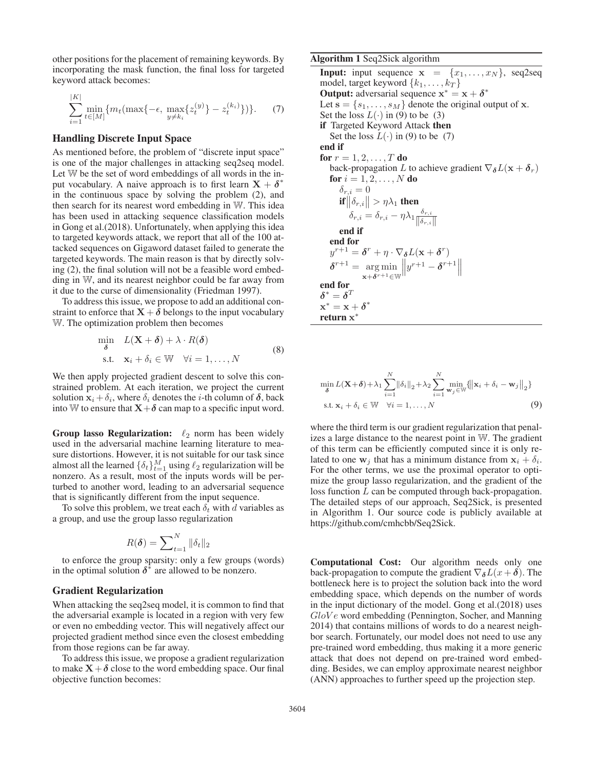other positions for the placement of remaining keywords. By incorporating the mask function, the final loss for targeted keyword attack becomes:

$$\sum_{i=1}^{|K|} \min_{t \in [M]} \{m_t(\max\{-\epsilon, \max_{y \neq k_i}\{z_t^{(y)}\} - z_t^{(k_i)}\})\}. \tag{7}$$

## Handling Discrete Input Space

As mentioned before, the problem of "discrete input space" is one of the major challenges in attacking seq2seq model. Let $\mathbb{W}$ be the set of word embeddings of all words in the input vocabulary. A naive approach is to first learn $\mathbf{X} + \boldsymbol{\delta}^*$ in the continuous space by solving the problem (2), and then search for its nearest word embedding in $\mathbb{W}$. This idea has been used in attacking sequence classification models in Gong et al.(2018). Unfortunately, when applying this idea to targeted keywords attack, we report that all of the 100 attacked sequences on Gigaword dataset failed to generate the targeted keywords. The main reason is that by directly solving (2), the final solution will not be a feasible word embedding in $\mathbb{W}$, and its nearest neighbor could be far away from it due to the curse of dimensionality (Friedman 1997).

To address this issue, we propose to add an additional constraint to enforce that $\mathbf{X} + \boldsymbol{\delta}$ belongs to the input vocabulary $\mathbb{W}$. The optimization problem then becomes

$$\begin{aligned} \min_{\boldsymbol{\delta}} \quad & L(\mathbf{X} + \boldsymbol{\delta}) + \lambda \cdot R(\boldsymbol{\delta}) \\ \text{s.t.} \quad & \mathbf{x}_i + \delta_i \in \mathbb{W} \quad \forall i = 1, \ldots, N \end{aligned} \tag{8}$$

We then apply projected gradient descent to solve this constrained problem. At each iteration, we project the current solution $\mathbf{x}_i + \delta_i$, where $\delta_i$ denotes the $i$-th column of $\boldsymbol{\delta}$, back into $\mathbb{W}$ to ensure that $\mathbf{X} + \boldsymbol{\delta}$ can map to a specific input word.

**Group lasso Regularization:** $\ell_2$ norm has been widely used in the adversarial machine learning literature to measure distortions. However, it is not suitable for our task since almost all the learned $\{\delta_t\}_{t=1}^M$ using $\ell_2$ regularization will be nonzero. As a result, most of the inputs words will be perturbed to another word, leading to an adversarial sequence that is significantly different from the input sequence.

To solve this problem, we treat each $\delta_t$ with $d$ variables as a group, and use the group lasso regularization

$$R(\boldsymbol{\delta}) = \sum_{t=1}^{N} \|\delta_t\|_2$$

to enforce the group sparsity: only a few groups (words) in the optimal solution $\boldsymbol{\delta}^*$ are allowed to be nonzero.

## Gradient Regularization

When attacking the seq2seq model, it is common to find that the adversarial example is located in a region with very few or even no embedding vector. This will negatively affect our projected gradient method since even the closest embedding from those regions can be far away.

To address this issue, we propose a gradient regularization to make $\mathbf{X} + \boldsymbol{\delta}$ close to the word embedding space. Our final objective function becomes:

**Algorithm 1** Seq2Sick algorithm

**Input:** input sequence $\mathbf{x} = \{x_1, \ldots, x_N\}$, seq2seq model, target keyword $\{k_1, \ldots, k_T\}$  
**Output:** adversarial sequence $\mathbf{x}^* = \mathbf{x} + \boldsymbol{\delta}^*$  
Let $\mathbf{s} = \{s_1, \ldots, s_M\}$ denote the original output of $\mathbf{x}$.  
Set the loss $L(\cdot)$ in (9) to be (3)  
**if** Targeted Keyword Attack **then**  
  Set the loss $L(\cdot)$ in (9) to be (7)  
**end if**  
**for** $r = 1, 2, \ldots, T$ **do**  
  back-propagation $L$ to achieve gradient $\nabla_{\boldsymbol{\delta}} L(\mathbf{x} + \boldsymbol{\delta}_r)$  
  **for** $i = 1, 2, \ldots, N$ **do**  
    $\delta_{r,i} = 0$  
    **if** $\|\delta_{r,i}\| > \eta\lambda_1$ **then**  
      $\delta_{r,i} = \delta_{r,i} - \eta\lambda_1 \frac{\delta_{r,i}}{\|\delta_{r,i}\|}$  
    **end if**  
  **end for**  
  $y^{r+1} = \boldsymbol{\delta}^r + \eta \cdot \nabla_{\boldsymbol{\delta}} L(\mathbf{x} + \boldsymbol{\delta}^r)$  
  $\boldsymbol{\delta}^{r+1} = \arg\min_{\mathbf{x}+\boldsymbol{\delta}^{r+1} \in \mathbb{W}} \left\| y^{r+1} - \boldsymbol{\delta}^{r+1} \right\|$  
**end for**  
$\boldsymbol{\delta}^* = \boldsymbol{\delta}^T$  
$\mathbf{x}^* = \mathbf{x} + \boldsymbol{\delta}^*$  
**return** $\mathbf{x}^*$

$$\begin{aligned} &\min_{\boldsymbol{\delta}} L(\mathbf{X}+\boldsymbol{\delta}) + \lambda_1 \sum_{i=1}^{N} \|\delta_i\|_2 + \lambda_2 \sum_{i=1}^{N} \min_{\mathbf{w}_j \in \mathbb{W}} \{\|\mathbf{x}_i + \delta_i - \mathbf{w}_j\|_2\} \\ &\text{s.t. } \mathbf{x}_i + \delta_i \in \mathbb{W} \quad \forall i = 1, \ldots, N \end{aligned} \tag{9}$$

where the third term is our gradient regularization that penalizes a large distance to the nearest point in $\mathbb{W}$. The gradient of this term can be efficiently computed since it is only related to one $\mathbf{w}_j$ that has a minimum distance from $\mathbf{x}_i + \delta_i$. For the other terms, we use the proximal operator to optimize the group lasso regularization, and the gradient of the loss function $L$ can be computed through back-propagation. The detailed steps of our approach, Seq2Sick, is presented in Algorithm 1. Our source code is publicly available at https://github.com/cmhcbb/Seq2Sick.

**Computational Cost:** Our algorithm needs only one back-propagation to compute the gradient $\nabla_{\boldsymbol{\delta}} L(x + \boldsymbol{\delta})$. The bottleneck here is to project the solution back into the word embedding space, which depends on the number of words in the input dictionary of the model. Gong et al.(2018) uses $GloVe$ word embedding (Pennington, Socher, and Manning 2014) that contains millions of words to do a nearest neighbor search. Fortunately, our model does not need to use any pre-trained word embedding, thus making it a more generic attack that does not depend on pre-trained word embedding. Besides, we can employ approximate nearest neighbor (ANN) approaches to further speed up the projection step.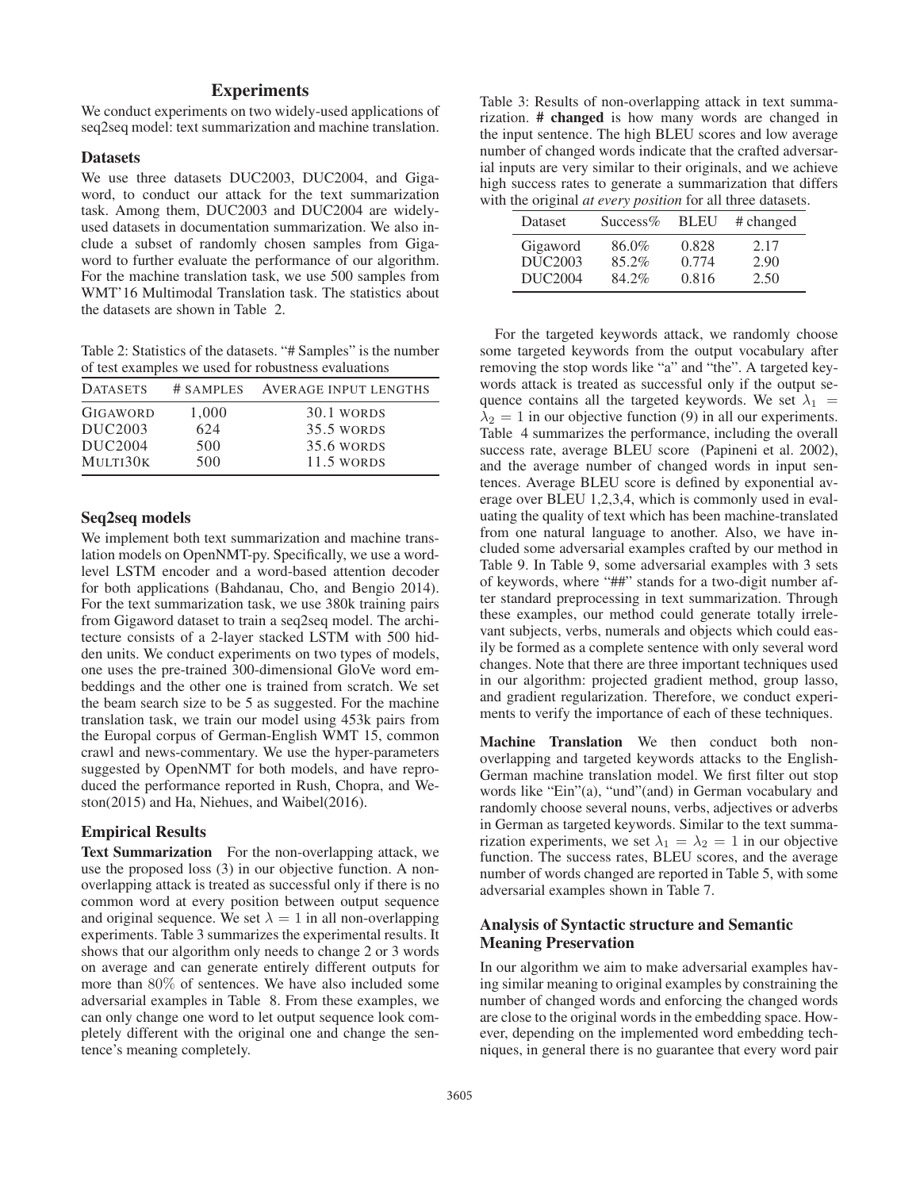## Experiments

We conduct experiments on two widely-used applications of seq2seq model: text summarization and machine translation.

### Datasets

We use three datasets DUC2003, DUC2004, and Gigaword, to conduct our attack for the text summarization task. Among them, DUC2003 and DUC2004 are widely-used datasets in documentation summarization. We also include a subset of randomly chosen samples from Gigaword to further evaluate the performance of our algorithm. For the machine translation task, we use 500 samples from WMT'16 Multimodal Translation task. The statistics about the datasets are shown in Table 2.

Table 2: Statistics of the datasets. "# Samples" is the number of test examples we used for robustness evaluations

| DATASETS | # SAMPLES | AVERAGE INPUT LENGTHS |
|---|---|---|
| GIGAWORD | 1,000 | 30.1 WORDS |
| DUC2003 | 624 | 35.5 WORDS |
| DUC2004 | 500 | 35.6 WORDS |
| MULTI30K | 500 | 11.5 WORDS |

### Seq2seq models

We implement both text summarization and machine translation models on OpenNMT-py. Specifically, we use a word-level LSTM encoder and a word-based attention decoder for both applications (Bahdanau, Cho, and Bengio 2014). For the text summarization task, we use 380k training pairs from Gigaword dataset to train a seq2seq model. The architecture consists of a 2-layer stacked LSTM with 500 hidden units. We conduct experiments on two types of models, one uses the pre-trained 300-dimensional GloVe word embeddings and the other one is trained from scratch. We set the beam search size to be 5 as suggested. For the machine translation task, we train our model using 453k pairs from the Europal corpus of German-English WMT 15, common crawl and news-commentary. We use the hyper-parameters suggested by OpenNMT for both models, and have reproduced the performance reported in Rush, Chopra, and Weston(2015) and Ha, Niehues, and Waibel(2016).

### Empirical Results

**Text Summarization** For the non-overlapping attack, we use the proposed loss (3) in our objective function. A non-overlapping attack is treated as successful only if there is no common word at every position between output sequence and original sequence. We set $\lambda = 1$ in all non-overlapping experiments. Table 3 summarizes the experimental results. It shows that our algorithm only needs to change 2 or 3 words on average and can generate entirely different outputs for more than $80\%$ of sentences. We have also included some adversarial examples in Table 8. From these examples, we can only change one word to let output sequence look completely different with the original one and change the sentence's meaning completely.

Table 3: Results of non-overlapping attack in text summarization. **# changed** is how many words are changed in the input sentence. The high BLEU scores and low average number of changed words indicate that the crafted adversarial inputs are very similar to their originals, and we achieve high success rates to generate a summarization that differs with the original *at every position* for all three datasets.

| Dataset | Success% | BLEU | # changed |
|---|---|---|---|
| Gigaword | 86.0% | 0.828 | 2.17 |
| DUC2003 | 85.2% | 0.774 | 2.90 |
| DUC2004 | 84.2% | 0.816 | 2.50 |

For the targeted keywords attack, we randomly choose some targeted keywords from the output vocabulary after removing the stop words like "a" and "the". A targeted keywords attack is treated as successful only if the output sequence contains all the targeted keywords. We set $\lambda_1 = \lambda_2 = 1$ in our objective function (9) in all our experiments. Table 4 summarizes the performance, including the overall success rate, average BLEU score (Papineni et al. 2002), and the average number of changed words in input sentences. Average BLEU score is defined by exponential average over BLEU 1,2,3,4, which is commonly used in evaluating the quality of text which has been machine-translated from one natural language to another. Also, we have included some adversarial examples crafted by our method in Table 9. In Table 9, some adversarial examples with 3 sets of keywords, where "##" stands for a two-digit number after standard preprocessing in text summarization. Through these examples, our method could generate totally irrelevant subjects, verbs, numerals and objects which could easily be formed as a complete sentence with only several word changes. Note that there are three important techniques used in our algorithm: projected gradient method, group lasso, and gradient regularization. Therefore, we conduct experiments to verify the importance of each of these techniques.

**Machine Translation** We then conduct both non-overlapping and targeted keywords attacks to the English-German machine translation model. We first filter out stop words like "Ein"(a), "und"(and) in German vocabulary and randomly choose several nouns, verbs, adjectives or adverbs in German as targeted keywords. Similar to the text summarization experiments, we set $\lambda_1 = \lambda_2 = 1$ in our objective function. The success rates, BLEU scores, and the average number of words changed are reported in Table 5, with some adversarial examples shown in Table 7.

### Analysis of Syntactic structure and Semantic Meaning Preservation

In our algorithm we aim to make adversarial examples having similar meaning to original examples by constraining the number of changed words and enforcing the changed words are close to the original words in the embedding space. However, depending on the implemented word embedding techniques, in general there is no guarantee that every word pair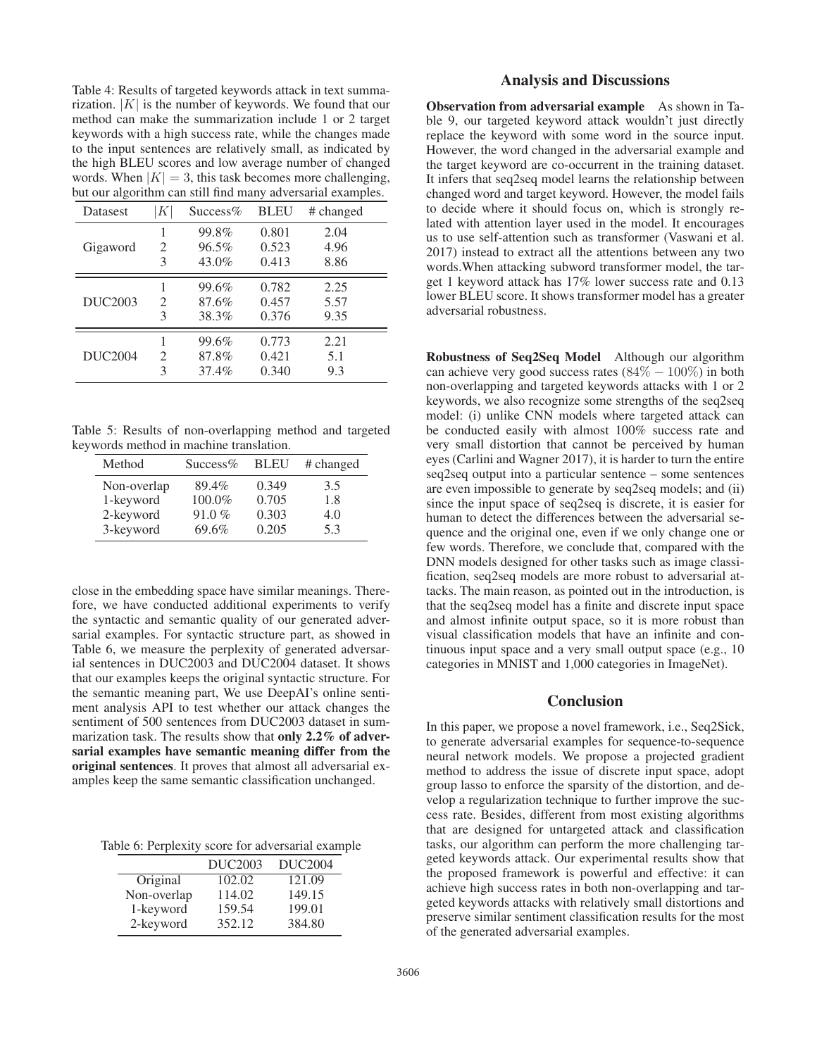Table 4: Results of targeted keywords attack in text summarization. $|K|$ is the number of keywords. We found that our method can make the summarization include 1 or 2 target keywords with a high success rate, while the changes made to the input sentences are relatively small, as indicated by the high BLEU scores and low average number of changed words. When $|K| = 3$, this task becomes more challenging, but our algorithm can still find many adversarial examples.

| Datasest | $\|K\|$ | Success% | BLEU | # changed |
|---|---|---|---|---|
| Gigaword | 1 | 99.8% | 0.801 | 2.04 |
| | 2 | 96.5% | 0.523 | 4.96 |
| | 3 | 43.0% | 0.413 | 8.86 |
| DUC2003 | 1 | 99.6% | 0.782 | 2.25 |
| | 2 | 87.6% | 0.457 | 5.57 |
| | 3 | 38.3% | 0.376 | 9.35 |
| DUC2004 | 1 | 99.6% | 0.773 | 2.21 |
| | 2 | 87.8% | 0.421 | 5.1 |
| | 3 | 37.4% | 0.340 | 9.3 |

Table 5: Results of non-overlapping method and targeted keywords method in machine translation.

| Method | Success% | BLEU | # changed |
|---|---|---|---|
| Non-overlap | 89.4% | 0.349 | 3.5 |
| 1-keyword | 100.0% | 0.705 | 1.8 |
| 2-keyword | 91.0 % | 0.303 | 4.0 |
| 3-keyword | 69.6% | 0.205 | 5.3 |

close in the embedding space have similar meanings. Therefore, we have conducted additional experiments to verify the syntactic and semantic quality of our generated adversarial examples. For syntactic structure part, as showed in Table 6, we measure the perplexity of generated adversarial sentences in DUC2003 and DUC2004 dataset. It shows that our examples keeps the original syntactic structure. For the semantic meaning part, We use DeepAI's online sentiment analysis API to test whether our attack changes the sentiment of 500 sentences from DUC2003 dataset in summarization task. The results show that **only 2.2% of adversarial examples have semantic meaning differ from the original sentences**. It proves that almost all adversarial examples keep the same semantic classification unchanged.

Table 6: Perplexity score for adversarial example

| | DUC2003 | DUC2004 |
|---|---|---|
| Original | 102.02 | 121.09 |
| Non-overlap | 114.02 | 149.15 |
| 1-keyword | 159.54 | 199.01 |
| 2-keyword | 352.12 | 384.80 |

## Analysis and Discussions

**Observation from adversarial example** As shown in Table 9, our targeted keyword attack wouldn't just directly replace the keyword with some word in the source input. However, the word changed in the adversarial example and the target keyword are co-occurrent in the training dataset. It infers that seq2seq model learns the relationship between changed word and target keyword. However, the model fails to decide where it should focus on, which is strongly related with attention layer used in the model. It encourages us to use self-attention such as transformer (Vaswani et al. 2017) instead to extract all the attentions between any two words.When attacking subword transformer model, the target 1 keyword attack has 17% lower success rate and 0.13 lower BLEU score. It shows transformer model has a greater adversarial robustness.

**Robustness of Seq2Seq Model** Although our algorithm can achieve very good success rates ($84\% - 100\%$) in both non-overlapping and targeted keywords attacks with 1 or 2 keywords, we also recognize some strengths of the seq2seq model: (i) unlike CNN models where targeted attack can be conducted easily with almost 100% success rate and very small distortion that cannot be perceived by human eyes (Carlini and Wagner 2017), it is harder to turn the entire seq2seq output into a particular sentence – some sentences are even impossible to generate by seq2seq models; and (ii) since the input space of seq2seq is discrete, it is easier for human to detect the differences between the adversarial sequence and the original one, even if we only change one or few words. Therefore, we conclude that, compared with the DNN models designed for other tasks such as image classification, seq2seq models are more robust to adversarial attacks. The main reason, as pointed out in the introduction, is that the seq2seq model has a finite and discrete input space and almost infinite output space, so it is more robust than visual classification models that have an infinite and continuous input space and a very small output space (e.g., 10 categories in MNIST and 1,000 categories in ImageNet).

## Conclusion

In this paper, we propose a novel framework, i.e., Seq2Sick, to generate adversarial examples for sequence-to-sequence neural network models. We propose a projected gradient method to address the issue of discrete input space, adopt group lasso to enforce the sparsity of the distortion, and develop a regularization technique to further improve the success rate. Besides, different from most existing algorithms that are designed for untargeted attack and classification tasks, our algorithm can perform the more challenging targeted keywords attack. Our experimental results show that the proposed framework is powerful and effective: it can achieve high success rates in both non-overlapping and targeted keywords attacks with relatively small distortions and preserve similar sentiment classification results for the most of the generated adversarial examples.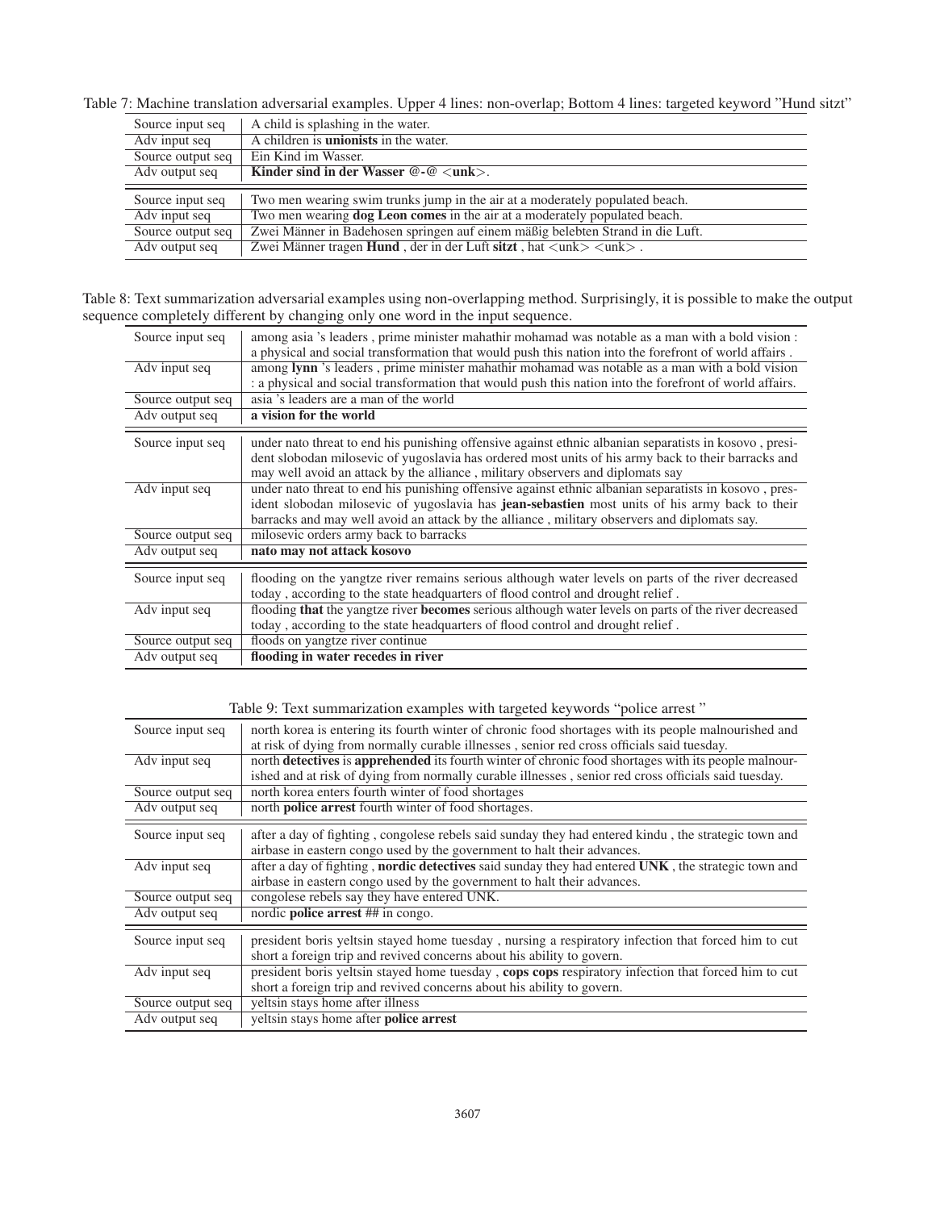Table 7: Machine translation adversarial examples. Upper 4 lines: non-overlap; Bottom 4 lines: targeted keyword "Hund sitzt"

| | |
|---|---|
| Source input seq | A child is splashing in the water. |
| Adv input seq | A children is **unionists** in the water. |
| Source output seq | Ein Kind im Wasser. |
| Adv output seq | **Kinder sind in der Wasser @-@ <unk>**. |
| Source input seq | Two men wearing swim trunks jump in the air at a moderately populated beach. |
| Adv input seq | Two men wearing **dog Leon comes** in the air at a moderately populated beach. |
| Source output seq | Zwei Männer in Badehosen springen auf einem mäßig belebten Strand in die Luft. |
| Adv output seq | Zwei Männer tragen **Hund** , der in der Luft **sitzt** , hat <unk> <unk> . |

Table 8: Text summarization adversarial examples using non-overlapping method. Surprisingly, it is possible to make the output sequence completely different by changing only one word in the input sequence.

| | |
|---|---|
| Source input seq | among asia 's leaders , prime minister mahathir mohamad was notable as a man with a bold vision : a physical and social transformation that would push this nation into the forefront of world affairs . |
| Adv input seq | among **lynn** 's leaders , prime minister mahathir mohamad was notable as a man with a bold vision : a physical and social transformation that would push this nation into the forefront of world affairs. |
| Source output seq | asia 's leaders are a man of the world |
| Adv output seq | **a vision for the world** |
| Source input seq | under nato threat to end his punishing offensive against ethnic albanian separatists in kosovo , president slobodan milosevic of yugoslavia has ordered most units of his army back to their barracks and may well avoid an attack by the alliance , military observers and diplomats say |
| Adv input seq | under nato threat to end his punishing offensive against ethnic albanian separatists in kosovo , president slobodan milosevic of yugoslavia has **jean-sebastien** most units of his army back to their barracks and may well avoid an attack by the alliance , military observers and diplomats say. |
| Source output seq | milosevic orders army back to barracks |
| Adv output seq | **nato may not attack kosovo** |
| Source input seq | flooding on the yangtze river remains serious although water levels on parts of the river decreased today , according to the state headquarters of flood control and drought relief . |
| Adv input seq | flooding **that** the yangtze river **becomes** serious although water levels on parts of the river decreased today , according to the state headquarters of flood control and drought relief . |
| Source output seq | floods on yangtze river continue |
| Adv output seq | **flooding in water recedes in river** |

Table 9: Text summarization examples with targeted keywords "police arrest "

| | |
|---|---|
| Source input seq | north korea is entering its fourth winter of chronic food shortages with its people malnourished and at risk of dying from normally curable illnesses , senior red cross officials said tuesday. |
| Adv input seq | north **detectives** is **apprehended** its fourth winter of chronic food shortages with its people malnourished and at risk of dying from normally curable illnesses , senior red cross officials said tuesday. |
| Source output seq | north korea enters fourth winter of food shortages |
| Adv output seq | north **police arrest** fourth winter of food shortages. |
| Source input seq | after a day of fighting , congolese rebels said sunday they had entered kindu , the strategic town and airbase in eastern congo used by the government to halt their advances. |
| Adv input seq | after a day of fighting , **nordic detectives** said sunday they had entered **UNK** , the strategic town and airbase in eastern congo used by the government to halt their advances. |
| Source output seq | congolese rebels say they have entered UNK. |
| Adv output seq | nordic **police arrest** ## in congo. |
| Source input seq | president boris yeltsin stayed home tuesday , nursing a respiratory infection that forced him to cut short a foreign trip and revived concerns about his ability to govern. |
| Adv input seq | president boris yeltsin stayed home tuesday , **cops cops** respiratory infection that forced him to cut short a foreign trip and revived concerns about his ability to govern. |
| Source output seq | yeltsin stays home after illness |
| Adv output seq | yeltsin stays home after **police arrest** |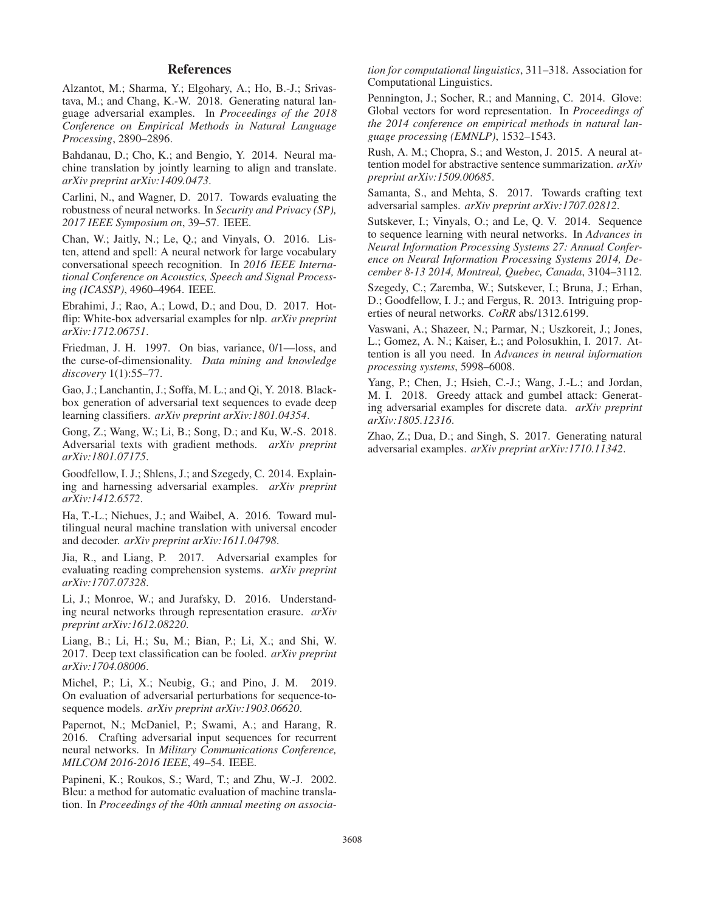## References

Alzantot, M.; Sharma, Y.; Elgohary, A.; Ho, B.-J.; Srivastava, M.; and Chang, K.-W. 2018. Generating natural language adversarial examples. In *Proceedings of the 2018 Conference on Empirical Methods in Natural Language Processing*, 2890–2896.

Bahdanau, D.; Cho, K.; and Bengio, Y. 2014. Neural machine translation by jointly learning to align and translate. *arXiv preprint arXiv:1409.0473*.

Carlini, N., and Wagner, D. 2017. Towards evaluating the robustness of neural networks. In *Security and Privacy (SP), 2017 IEEE Symposium on*, 39–57. IEEE.

Chan, W.; Jaitly, N.; Le, Q.; and Vinyals, O. 2016. Listen, attend and spell: A neural network for large vocabulary conversational speech recognition. In *2016 IEEE International Conference on Acoustics, Speech and Signal Processing (ICASSP)*, 4960–4964. IEEE.

Ebrahimi, J.; Rao, A.; Lowd, D.; and Dou, D. 2017. Hotflip: White-box adversarial examples for nlp. *arXiv preprint arXiv:1712.06751*.

Friedman, J. H. 1997. On bias, variance, 0/1—loss, and the curse-of-dimensionality. *Data mining and knowledge discovery* 1(1):55–77.

Gao, J.; Lanchantin, J.; Soffa, M. L.; and Qi, Y. 2018. Blackbox generation of adversarial text sequences to evade deep learning classifiers. *arXiv preprint arXiv:1801.04354*.

Gong, Z.; Wang, W.; Li, B.; Song, D.; and Ku, W.-S. 2018. Adversarial texts with gradient methods. *arXiv preprint arXiv:1801.07175*.

Goodfellow, I. J.; Shlens, J.; and Szegedy, C. 2014. Explaining and harnessing adversarial examples. *arXiv preprint arXiv:1412.6572*.

Ha, T.-L.; Niehues, J.; and Waibel, A. 2016. Toward multilingual neural machine translation with universal encoder and decoder. *arXiv preprint arXiv:1611.04798*.

Jia, R., and Liang, P. 2017. Adversarial examples for evaluating reading comprehension systems. *arXiv preprint arXiv:1707.07328*.

Li, J.; Monroe, W.; and Jurafsky, D. 2016. Understanding neural networks through representation erasure. *arXiv preprint arXiv:1612.08220*.

Liang, B.; Li, H.; Su, M.; Bian, P.; Li, X.; and Shi, W. 2017. Deep text classification can be fooled. *arXiv preprint arXiv:1704.08006*.

Michel, P.; Li, X.; Neubig, G.; and Pino, J. M. 2019. On evaluation of adversarial perturbations for sequence-to-sequence models. *arXiv preprint arXiv:1903.06620*.

Papernot, N.; McDaniel, P.; Swami, A.; and Harang, R. 2016. Crafting adversarial input sequences for recurrent neural networks. In *Military Communications Conference, MILCOM 2016-2016 IEEE*, 49–54. IEEE.

Papineni, K.; Roukos, S.; Ward, T.; and Zhu, W.-J. 2002. Bleu: a method for automatic evaluation of machine translation. In *Proceedings of the 40th annual meeting on association for computational linguistics*, 311–318. Association for Computational Linguistics.

Pennington, J.; Socher, R.; and Manning, C. 2014. Glove: Global vectors for word representation. In *Proceedings of the 2014 conference on empirical methods in natural language processing (EMNLP)*, 1532–1543.

Rush, A. M.; Chopra, S.; and Weston, J. 2015. A neural attention model for abstractive sentence summarization. *arXiv preprint arXiv:1509.00685*.

Samanta, S., and Mehta, S. 2017. Towards crafting text adversarial samples. *arXiv preprint arXiv:1707.02812*.

Sutskever, I.; Vinyals, O.; and Le, Q. V. 2014. Sequence to sequence learning with neural networks. In *Advances in Neural Information Processing Systems 27: Annual Conference on Neural Information Processing Systems 2014, December 8-13 2014, Montreal, Quebec, Canada*, 3104–3112.

Szegedy, C.; Zaremba, W.; Sutskever, I.; Bruna, J.; Erhan, D.; Goodfellow, I. J.; and Fergus, R. 2013. Intriguing properties of neural networks. *CoRR* abs/1312.6199.

Vaswani, A.; Shazeer, N.; Parmar, N.; Uszkoreit, J.; Jones, L.; Gomez, A. N.; Kaiser, Ł.; and Polosukhin, I. 2017. Attention is all you need. In *Advances in neural information processing systems*, 5998–6008.

Yang, P.; Chen, J.; Hsieh, C.-J.; Wang, J.-L.; and Jordan, M. I. 2018. Greedy attack and gumbel attack: Generating adversarial examples for discrete data. *arXiv preprint arXiv:1805.12316*.

Zhao, Z.; Dua, D.; and Singh, S. 2017. Generating natural adversarial examples. *arXiv preprint arXiv:1710.11342*.